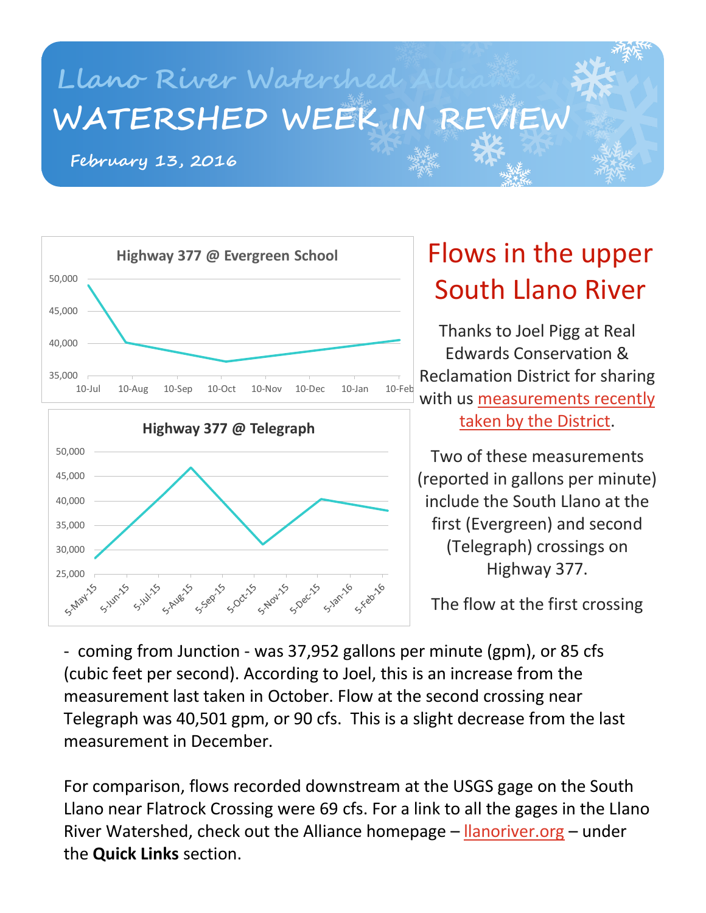# Llano River Watershed Alliance

# WATERSHED WEEK IN REVIEW

**February 13, 2016**

**Highway 377 @ Evergreen School**

50,000
45,000
40,000
35,000

10-Jul 10-Aug 10-Sep 10-Oct 10-Nov 10-Dec 10-Jan 10-Feb

**Highway 377 @ Telegraph**

50,000
45,000
40,000
35,000
30,000
25,000

5-May-15 5-Jun-15 5-Jul-15 5-Aug-15 5-Sep-15 5-Oct-15 5-Nov-15 5-Dec-15 5-Jan-16 5-Feb-16

## Flows in the upper South Llano River

Thanks to Joel Pigg at Real Edwards Conservation & Reclamation District for sharing with us measurements recently taken by the District.

Two of these measurements (reported in gallons per minute) include the South Llano at the first (Evergreen) and second (Telegraph) crossings on Highway 377.

The flow at the first crossing - coming from Junction - was 37,952 gallons per minute (gpm), or 85 cfs (cubic feet per second). According to Joel, this is an increase from the measurement last taken in October. Flow at the second crossing near Telegraph was 40,501 gpm, or 90 cfs. This is a slight decrease from the last measurement in December.

For comparison, flows recorded downstream at the USGS gage on the South Llano near Flatrock Crossing were 69 cfs. For a link to all the gages in the Llano River Watershed, check out the Alliance homepage – llanoriver.org – under the **Quick Links** section.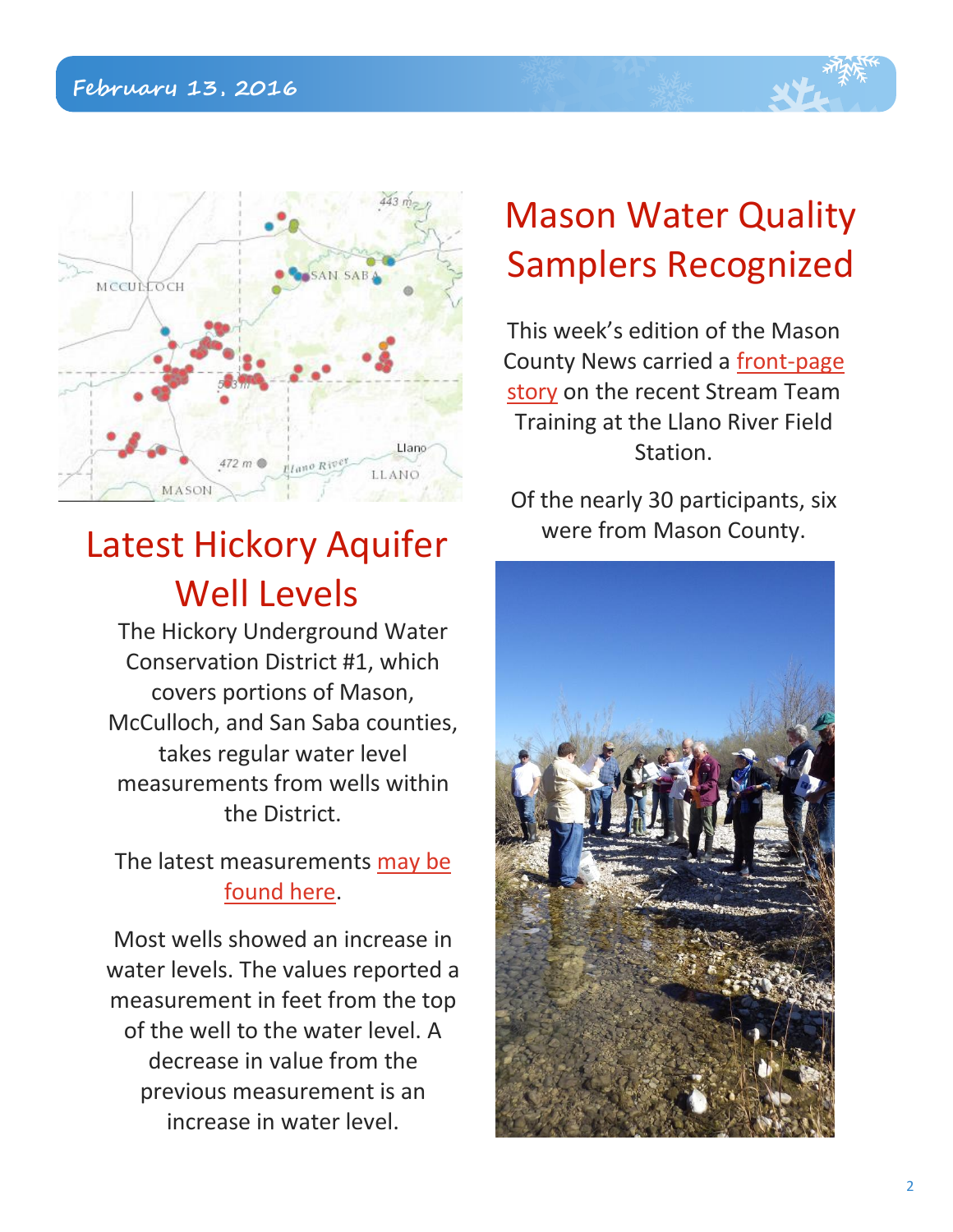## Latest Hickory Aquifer Well Levels

The Hickory Underground Water Conservation District #1, which covers portions of Mason, McCulloch, and San Saba counties, takes regular water level measurements from wells within the District.

The latest measurements may be found here.

Most wells showed an increase in water levels. The values reported a measurement in feet from the top of the well to the water level. A decrease in value from the previous measurement is an increase in water level.

## Mason Water Quality Samplers Recognized

This week's edition of the Mason County News carried a front-page story on the recent Stream Team Training at the Llano River Field Station.

Of the nearly 30 participants, six were from Mason County.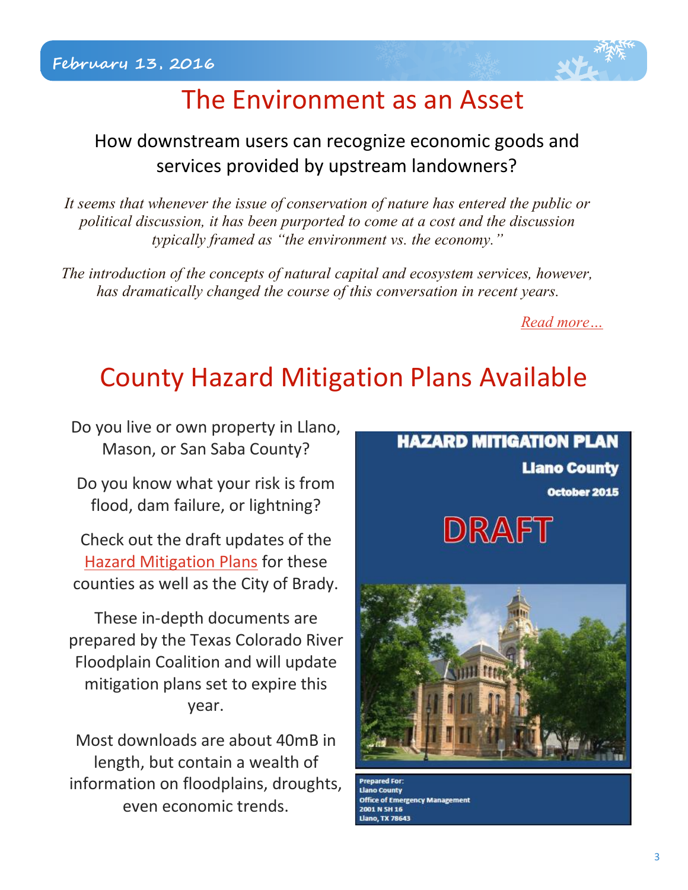February 13, 2016

# The Environment as an Asset

## How downstream users can recognize economic goods and services provided by upstream landowners?

*It seems that whenever the issue of conservation of nature has entered the public or political discussion, it has been purported to come at a cost and the discussion typically framed as "the environment vs. the economy."*

*The introduction of the concepts of natural capital and ecosystem services, however, has dramatically changed the course of this conversation in recent years.*

*Read more…*

# County Hazard Mitigation Plans Available

Do you live or own property in Llano, Mason, or San Saba County?

Do you know what your risk is from flood, dam failure, or lightning?

Check out the draft updates of the Hazard Mitigation Plans for these counties as well as the City of Brady.

These in-depth documents are prepared by the Texas Colorado River Floodplain Coalition and will update mitigation plans set to expire this year.

Most downloads are about 40mB in length, but contain a wealth of information on floodplains, droughts, even economic trends.

**HAZARD MITIGATION PLAN**
**Llano County**
**October 2015**

**DRAFT**

Prepared For:
Llano County
Office of Emergency Management
2001 N SH 16
Llano, TX 78643